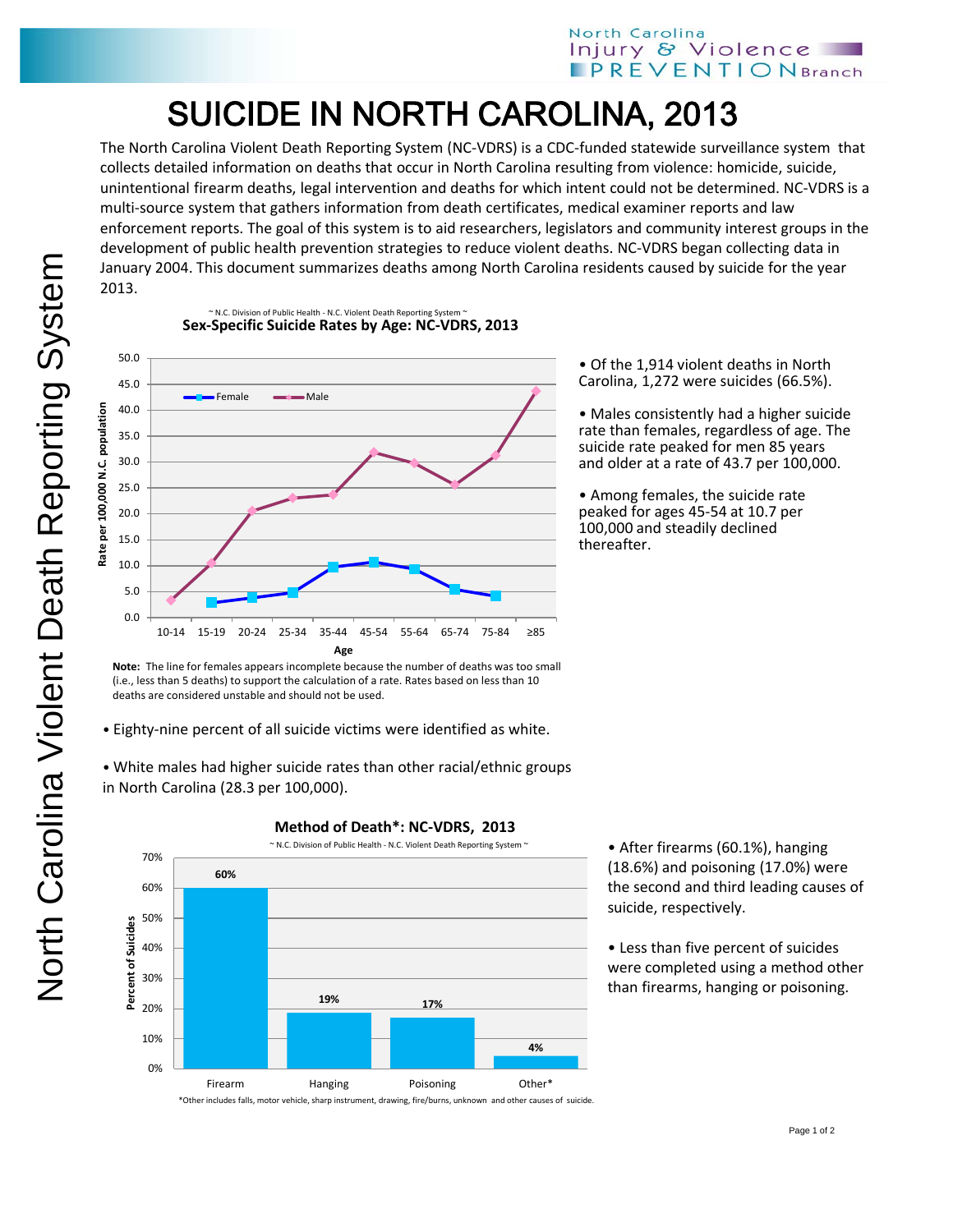# SUICIDE IN NORTH CAROLINA, 2013

The North Carolina Violent Death Reporting System (NC-VDRS) is a CDC-funded statewide surveillance system that collects detailed information on deaths that occur in North Carolina resulting from violence: homicide, suicide, unintentional firearm deaths, legal intervention and deaths for which intent could not be determined. NC-VDRS is a multi-source system that gathers information from death certificates, medical examiner reports and law enforcement reports. The goal of this system is to aid researchers, legislators and community interest groups in the development of public health prevention strategies to reduce violent deaths. NC-VDRS began collecting data in January 2004. This document summarizes deaths among North Carolina residents caused by suicide for the year 2013.

~ N.C. Division of Public Health - N.C. Violent Death Reporting System ~

**Sex-Specific Suicide Rates by Age: NC-VDRS, 2013**

**Note:** The line for females appears incomplete because the number of deaths was too small (i.e., less than 5 deaths) to support the calculation of a rate. Rates based on less than 10 deaths are considered unstable and should not be used.

- Of the 1,914 violent deaths in North Carolina, 1,272 were suicides (66.5%).
- Males consistently had a higher suicide rate than females, regardless of age. The suicide rate peaked for men 85 years and older at a rate of 43.7 per 100,000.
- Among females, the suicide rate peaked for ages 45-54 at 10.7 per 100,000 and steadily declined thereafter.

- Eighty-nine percent of all suicide victims were identified as white.
- White males had higher suicide rates than other racial/ethnic groups in North Carolina (28.3 per 100,000).

**Method of Death\*: NC-VDRS, 2013**

~ N.C. Division of Public Health - N.C. Violent Death Reporting System ~

| Method | Percent of Suicides |
|---|---|
| Firearm | 60% |
| Hanging | 19% |
| Poisoning | 17% |
| Other* | 4% |

*Other includes falls, motor vehicle, sharp instrument, drawing, fire/burns, unknown and other causes of suicide.

- After firearms (60.1%), hanging (18.6%) and poisoning (17.0%) were the second and third leading causes of suicide, respectively.
- Less than five percent of suicides were completed using a method other than firearms, hanging or poisoning.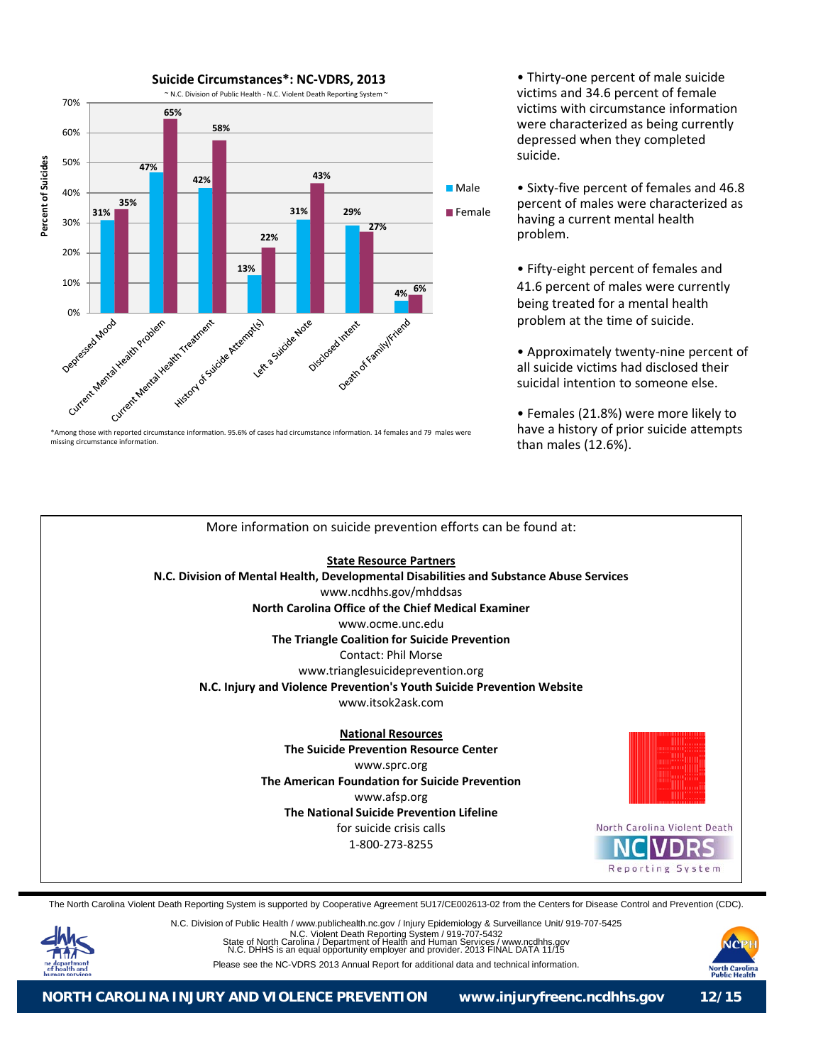## Suicide Circumstances*: NC-VDRS, 2013

~ N.C. Division of Public Health - N.C. Violent Death Reporting System ~

Percent of Suicides

70%
60%
50%
40%
30%
20%
10%
0%

Male
Female

Depressed Mood: 31% 35%
Current Mental Health Problem: 47% 65%
Current Mental Health Treatment: 42% 58%
History of Suicide Attempt(s): 13% 22%
Left a Suicide Note: 31% 43%
Disclosed Intent: 29% 27%
Death of Family/Friend: 4% 6%

*Among those with reported circumstance information. 95.6% of cases had circumstance information. 14 females and 79 males were missing circumstance information.

- Thirty-one percent of male suicide victims and 34.6 percent of female victims with circumstance information were characterized as being currently depressed when they completed suicide.
- Sixty-five percent of females and 46.8 percent of males were characterized as having a current mental health problem.
- Fifty-eight percent of females and 41.6 percent of males were currently being treated for a mental health problem at the time of suicide.
- Approximately twenty-nine percent of all suicide victims had disclosed their suicidal intention to someone else.
- Females (21.8%) were more likely to have a history of prior suicide attempts than males (12.6%).

More information on suicide prevention efforts can be found at:

**State Resource Partners**

**N.C. Division of Mental Health, Developmental Disabilities and Substance Abuse Services**
www.ncdhhs.gov/mhddsas

**North Carolina Office of the Chief Medical Examiner**
www.ocme.unc.edu

**The Triangle Coalition for Suicide Prevention**
Contact: Phil Morse
www.trianglesuicideprevention.org

**N.C. Injury and Violence Prevention's Youth Suicide Prevention Website**
www.itsok2ask.com

**National Resources**

**The Suicide Prevention Resource Center**
www.sprc.org

**The American Foundation for Suicide Prevention**
www.afsp.org

**The National Suicide Prevention Lifeline**
for suicide crisis calls
1-800-273-8255

North Carolina Violent Death NC VDRS Reporting System

The North Carolina Violent Death Reporting System is supported by Cooperative Agreement 5U17/CE002613-02 from the Centers for Disease Control and Prevention (CDC).

N.C. Division of Public Health / www.publichealth.nc.gov / Injury Epidemiology & Surveillance Unit/ 919-707-5425
N.C. Violent Death Reporting System / 919-707-5432
State of North Carolina / Department of Health and Human Services / www.ncdhhs.gov
N.C. DHHS is an equal opportunity employer and provider. 2013 FINAL DATA 11/15

Please see the NC-VDRS 2013 Annual Report for additional data and technical information.

NORTH CAROLINA INJURY AND VIOLENCE PREVENTION www.injuryfreenc.ncdhhs.gov